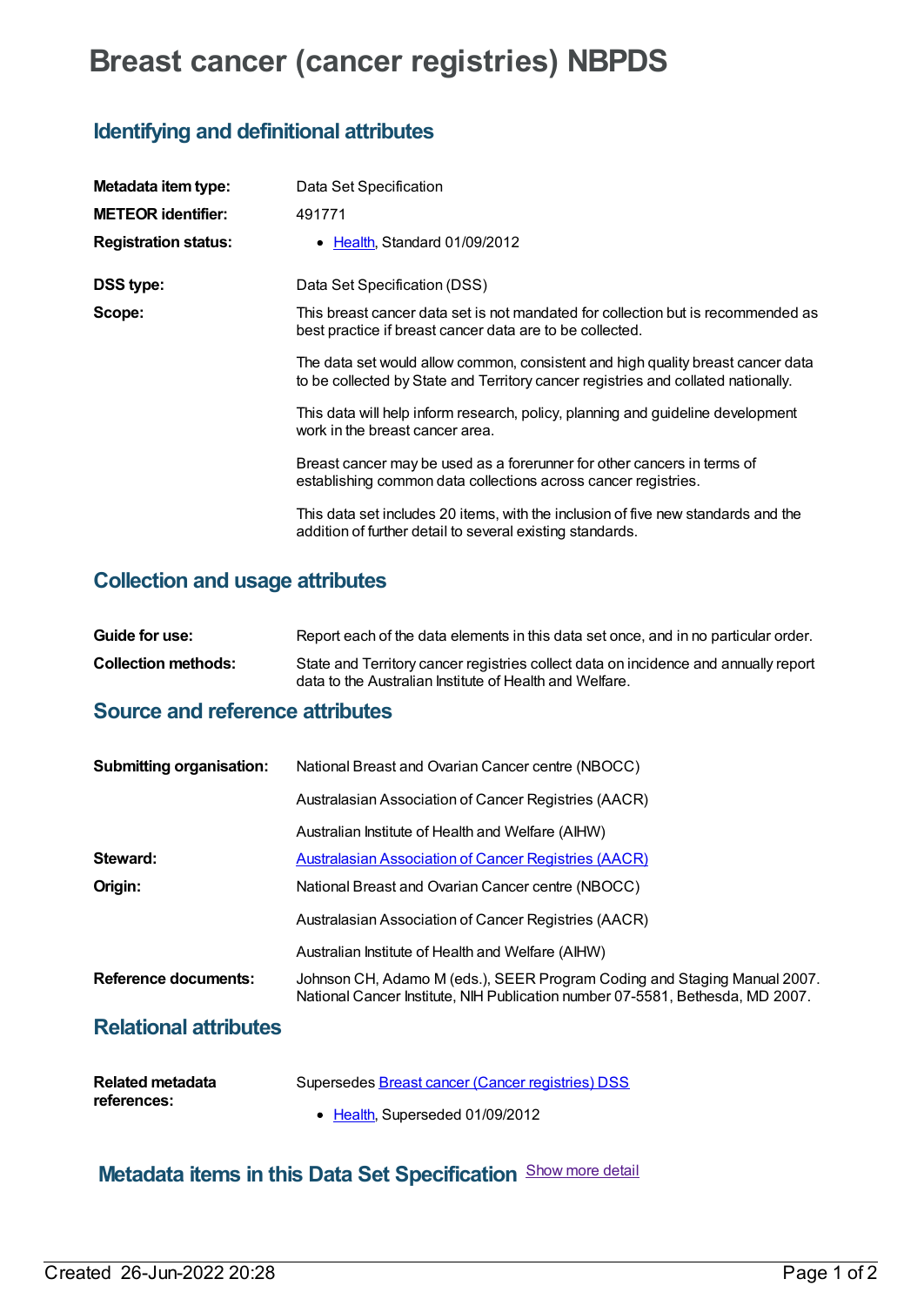# Breast cancer (cancer registries) NBPDS

## Identifying and definitional attributes

| | |
|---|---|
| **Metadata item type:** | Data Set Specification |
| **METEOR identifier:** | 491771 |
| **Registration status:** | • Health, Standard 01/09/2012 |
| **DSS type:** | Data Set Specification (DSS) |
| **Scope:** | This breast cancer data set is not mandated for collection but is recommended as best practice if breast cancer data are to be collected.<br><br>The data set would allow common, consistent and high quality breast cancer data to be collected by State and Territory cancer registries and collated nationally.<br><br>This data will help inform research, policy, planning and guideline development work in the breast cancer area.<br><br>Breast cancer may be used as a forerunner for other cancers in terms of establishing common data collections across cancer registries.<br><br>This data set includes 20 items, with the inclusion of five new standards and the addition of further detail to several existing standards. |

## Collection and usage attributes

| | |
|---|---|
| **Guide for use:** | Report each of the data elements in this data set once, and in no particular order. |
| **Collection methods:** | State and Territory cancer registries collect data on incidence and annually report data to the Australian Institute of Health and Welfare. |

## Source and reference attributes

| | |
|---|---|
| **Submitting organisation:** | National Breast and Ovarian Cancer centre (NBOCC)<br><br>Australasian Association of Cancer Registries (AACR)<br><br>Australian Institute of Health and Welfare (AIHW) |
| **Steward:** | Australasian Association of Cancer Registries (AACR) |
| **Origin:** | National Breast and Ovarian Cancer centre (NBOCC)<br><br>Australasian Association of Cancer Registries (AACR)<br><br>Australian Institute of Health and Welfare (AIHW) |
| **Reference documents:** | Johnson CH, Adamo M (eds.), SEER Program Coding and Staging Manual 2007. National Cancer Institute, NIH Publication number 07-5581, Bethesda, MD 2007. |

## Relational attributes

| | |
|---|---|
| **Related metadata references:** | Supersedes Breast cancer (Cancer registries) DSS<br><br>• Health, Superseded 01/09/2012 |

## Metadata items in this Data Set Specification Show more detail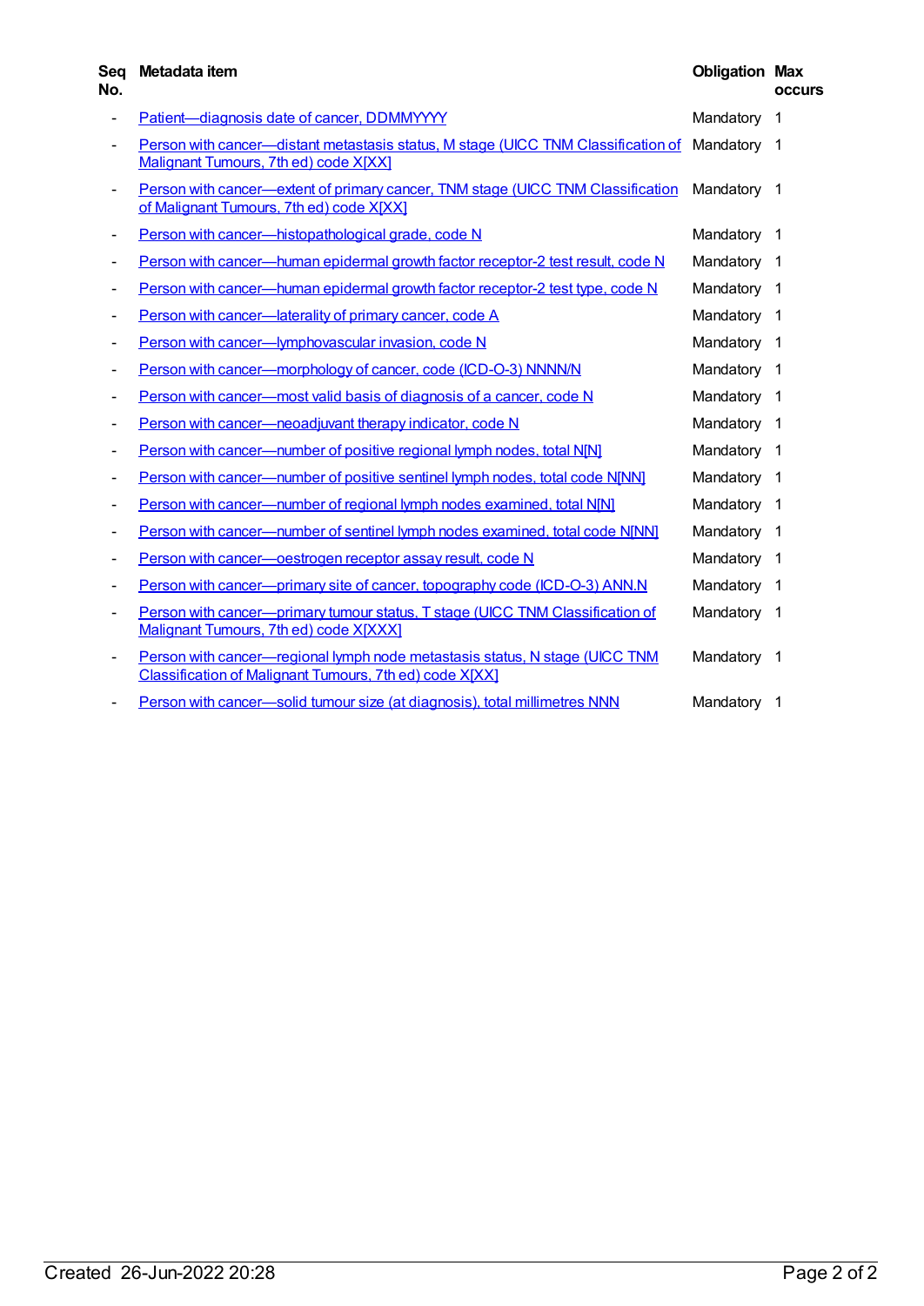| Seq No. | Metadata item | Obligation | Max occurs |
| --- | --- | --- | --- |
| - | Patient—diagnosis date of cancer, DDMMYYYY | Mandatory | 1 |
| - | Person with cancer—distant metastasis status, M stage (UICC TNM Classification of Malignant Tumours, 7th ed) code X[XX] | Mandatory | 1 |
| - | Person with cancer—extent of primary cancer, TNM stage (UICC TNM Classification of Malignant Tumours, 7th ed) code X[XX] | Mandatory | 1 |
| - | Person with cancer—histopathological grade, code N | Mandatory | 1 |
| - | Person with cancer—human epidermal growth factor receptor-2 test result, code N | Mandatory | 1 |
| - | Person with cancer—human epidermal growth factor receptor-2 test type, code N | Mandatory | 1 |
| - | Person with cancer—laterality of primary cancer, code A | Mandatory | 1 |
| - | Person with cancer—lymphovascular invasion, code N | Mandatory | 1 |
| - | Person with cancer—morphology of cancer, code (ICD-O-3) NNNN/N | Mandatory | 1 |
| - | Person with cancer—most valid basis of diagnosis of a cancer, code N | Mandatory | 1 |
| - | Person with cancer—neoadjuvant therapy indicator, code N | Mandatory | 1 |
| - | Person with cancer—number of positive regional lymph nodes, total N[N] | Mandatory | 1 |
| - | Person with cancer—number of positive sentinel lymph nodes, total code N[NN] | Mandatory | 1 |
| - | Person with cancer—number of regional lymph nodes examined, total N[N] | Mandatory | 1 |
| - | Person with cancer—number of sentinel lymph nodes examined, total code N[NN] | Mandatory | 1 |
| - | Person with cancer—oestrogen receptor assay result, code N | Mandatory | 1 |
| - | Person with cancer—primary site of cancer, topography code (ICD-O-3) ANN.N | Mandatory | 1 |
| - | Person with cancer—primary tumour status, T stage (UICC TNM Classification of Malignant Tumours, 7th ed) code X[XXX] | Mandatory | 1 |
| - | Person with cancer—regional lymph node metastasis status, N stage (UICC TNM Classification of Malignant Tumours, 7th ed) code X[XX] | Mandatory | 1 |
| - | Person with cancer—solid tumour size (at diagnosis), total millimetres NNN | Mandatory | 1 |